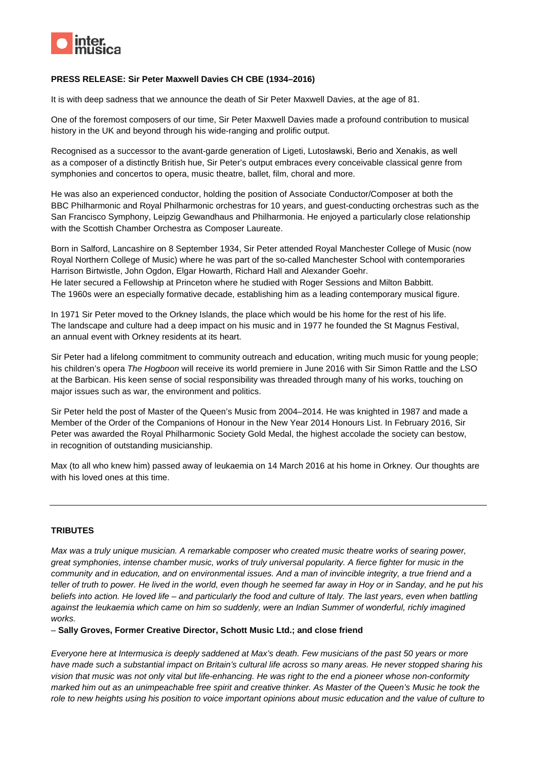inter.
musica

**PRESS RELEASE: Sir Peter Maxwell Davies CH CBE (1934–2016)**

It is with deep sadness that we announce the death of Sir Peter Maxwell Davies, at the age of 81.

One of the foremost composers of our time, Sir Peter Maxwell Davies made a profound contribution to musical history in the UK and beyond through his wide-ranging and prolific output.

Recognised as a successor to the avant-garde generation of Ligeti, Lutosławski, Berio and Xenakis, as well as a composer of a distinctly British hue, Sir Peter's output embraces every conceivable classical genre from symphonies and concertos to opera, music theatre, ballet, film, choral and more.

He was also an experienced conductor, holding the position of Associate Conductor/Composer at both the BBC Philharmonic and Royal Philharmonic orchestras for 10 years, and guest-conducting orchestras such as the San Francisco Symphony, Leipzig Gewandhaus and Philharmonia. He enjoyed a particularly close relationship with the Scottish Chamber Orchestra as Composer Laureate.

Born in Salford, Lancashire on 8 September 1934, Sir Peter attended Royal Manchester College of Music (now Royal Northern College of Music) where he was part of the so-called Manchester School with contemporaries Harrison Birtwistle, John Ogdon, Elgar Howarth, Richard Hall and Alexander Goehr.
He later secured a Fellowship at Princeton where he studied with Roger Sessions and Milton Babbitt.
The 1960s were an especially formative decade, establishing him as a leading contemporary musical figure.

In 1971 Sir Peter moved to the Orkney Islands, the place which would be his home for the rest of his life. The landscape and culture had a deep impact on his music and in 1977 he founded the St Magnus Festival, an annual event with Orkney residents at its heart.

Sir Peter had a lifelong commitment to community outreach and education, writing much music for young people; his children's opera *The Hogboon* will receive its world premiere in June 2016 with Sir Simon Rattle and the LSO at the Barbican. His keen sense of social responsibility was threaded through many of his works, touching on major issues such as war, the environment and politics.

Sir Peter held the post of Master of the Queen's Music from 2004–2014. He was knighted in 1987 and made a Member of the Order of the Companions of Honour in the New Year 2014 Honours List. In February 2016, Sir Peter was awarded the Royal Philharmonic Society Gold Medal, the highest accolade the society can bestow, in recognition of outstanding musicianship.

Max (to all who knew him) passed away of leukaemia on 14 March 2016 at his home in Orkney. Our thoughts are with his loved ones at this time.

---

**TRIBUTES**

*Max was a truly unique musician. A remarkable composer who created music theatre works of searing power, great symphonies, intense chamber music, works of truly universal popularity. A fierce fighter for music in the community and in education, and on environmental issues. And a man of invincible integrity, a true friend and a teller of truth to power. He lived in the world, even though he seemed far away in Hoy or in Sanday, and he put his beliefs into action. He loved life – and particularly the food and culture of Italy. The last years, even when battling against the leukaemia which came on him so suddenly, were an Indian Summer of wonderful, richly imagined works.*

– **Sally Groves, Former Creative Director, Schott Music Ltd.; and close friend**

*Everyone here at Intermusica is deeply saddened at Max's death. Few musicians of the past 50 years or more have made such a substantial impact on Britain's cultural life across so many areas. He never stopped sharing his vision that music was not only vital but life-enhancing. He was right to the end a pioneer whose non-conformity marked him out as an unimpeachable free spirit and creative thinker. As Master of the Queen's Music he took the role to new heights using his position to voice important opinions about music education and the value of culture to*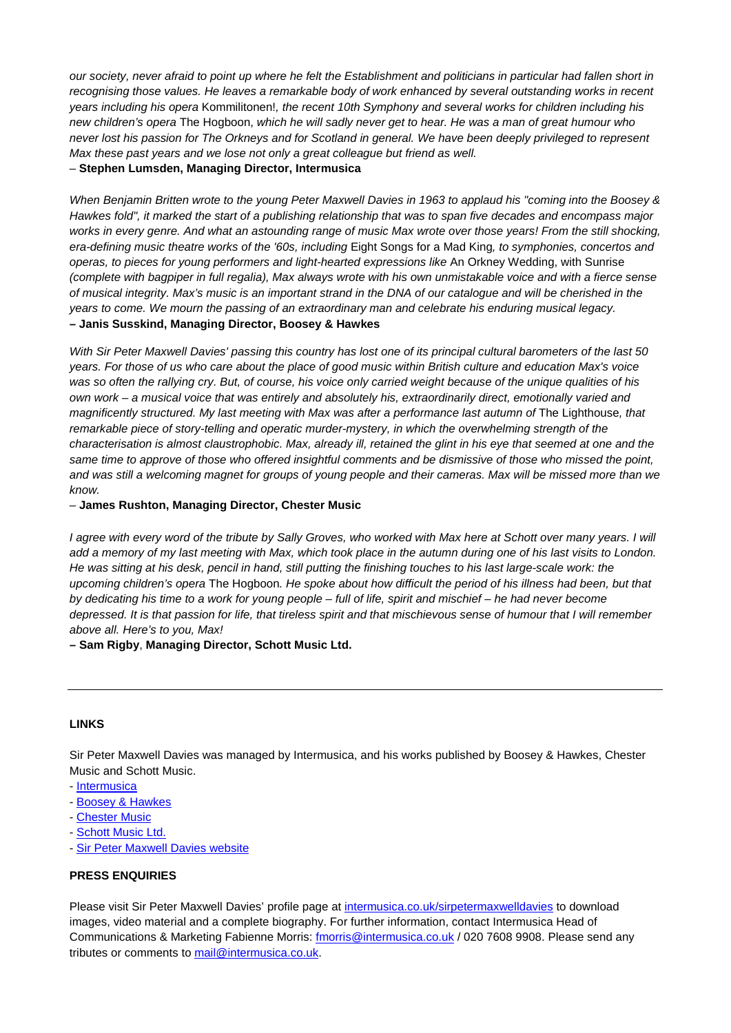*our society, never afraid to point up where he felt the Establishment and politicians in particular had fallen short in recognising those values. He leaves a remarkable body of work enhanced by several outstanding works in recent years including his opera* Kommilitonen!*, the recent 10th Symphony and several works for children including his new children's opera* The Hogboon, *which he will sadly never get to hear. He was a man of great humour who never lost his passion for The Orkneys and for Scotland in general. We have been deeply privileged to represent Max these past years and we lose not only a great colleague but friend as well.*
– **Stephen Lumsden, Managing Director, Intermusica**

*When Benjamin Britten wrote to the young Peter Maxwell Davies in 1963 to applaud his "coming into the Boosey & Hawkes fold", it marked the start of a publishing relationship that was to span five decades and encompass major works in every genre. And what an astounding range of music Max wrote over those years! From the still shocking, era-defining music theatre works of the '60s, including* Eight Songs for a Mad King*, to symphonies, concertos and operas, to pieces for young performers and light-hearted expressions like* An Orkney Wedding, with Sunrise *(complete with bagpiper in full regalia), Max always wrote with his own unmistakable voice and with a fierce sense of musical integrity. Max's music is an important strand in the DNA of our catalogue and will be cherished in the years to come. We mourn the passing of an extraordinary man and celebrate his enduring musical legacy.*
**– Janis Susskind, Managing Director, Boosey & Hawkes**

*With Sir Peter Maxwell Davies' passing this country has lost one of its principal cultural barometers of the last 50 years. For those of us who care about the place of good music within British culture and education Max's voice was so often the rallying cry. But, of course, his voice only carried weight because of the unique qualities of his own work – a musical voice that was entirely and absolutely his, extraordinarily direct, emotionally varied and magnificently structured. My last meeting with Max was after a performance last autumn of* The Lighthouse*, that remarkable piece of story-telling and operatic murder-mystery, in which the overwhelming strength of the characterisation is almost claustrophobic. Max, already ill, retained the glint in his eye that seemed at one and the same time to approve of those who offered insightful comments and be dismissive of those who missed the point, and was still a welcoming magnet for groups of young people and their cameras. Max will be missed more than we know.*
– **James Rushton, Managing Director, Chester Music**

*I agree with every word of the tribute by Sally Groves, who worked with Max here at Schott over many years. I will add a memory of my last meeting with Max, which took place in the autumn during one of his last visits to London. He was sitting at his desk, pencil in hand, still putting the finishing touches to his last large-scale work: the upcoming children's opera* The Hogboon*. He spoke about how difficult the period of his illness had been, but that by dedicating his time to a work for young people – full of life, spirit and mischief – he had never become depressed. It is that passion for life, that tireless spirit and that mischievous sense of humour that I will remember above all. Here's to you, Max!*
**– Sam Rigby**, **Managing Director, Schott Music Ltd.**

---

**LINKS**

Sir Peter Maxwell Davies was managed by Intermusica, and his works published by Boosey & Hawkes, Chester Music and Schott Music.

- Intermusica
- Boosey & Hawkes
- Chester Music
- Schott Music Ltd.
- Sir Peter Maxwell Davies website

**PRESS ENQUIRIES**

Please visit Sir Peter Maxwell Davies' profile page at intermusica.co.uk/sirpetermaxwelldavies to download images, video material and a complete biography. For further information, contact Intermusica Head of Communications & Marketing Fabienne Morris: fmorris@intermusica.co.uk / 020 7608 9908. Please send any tributes or comments to mail@intermusica.co.uk.